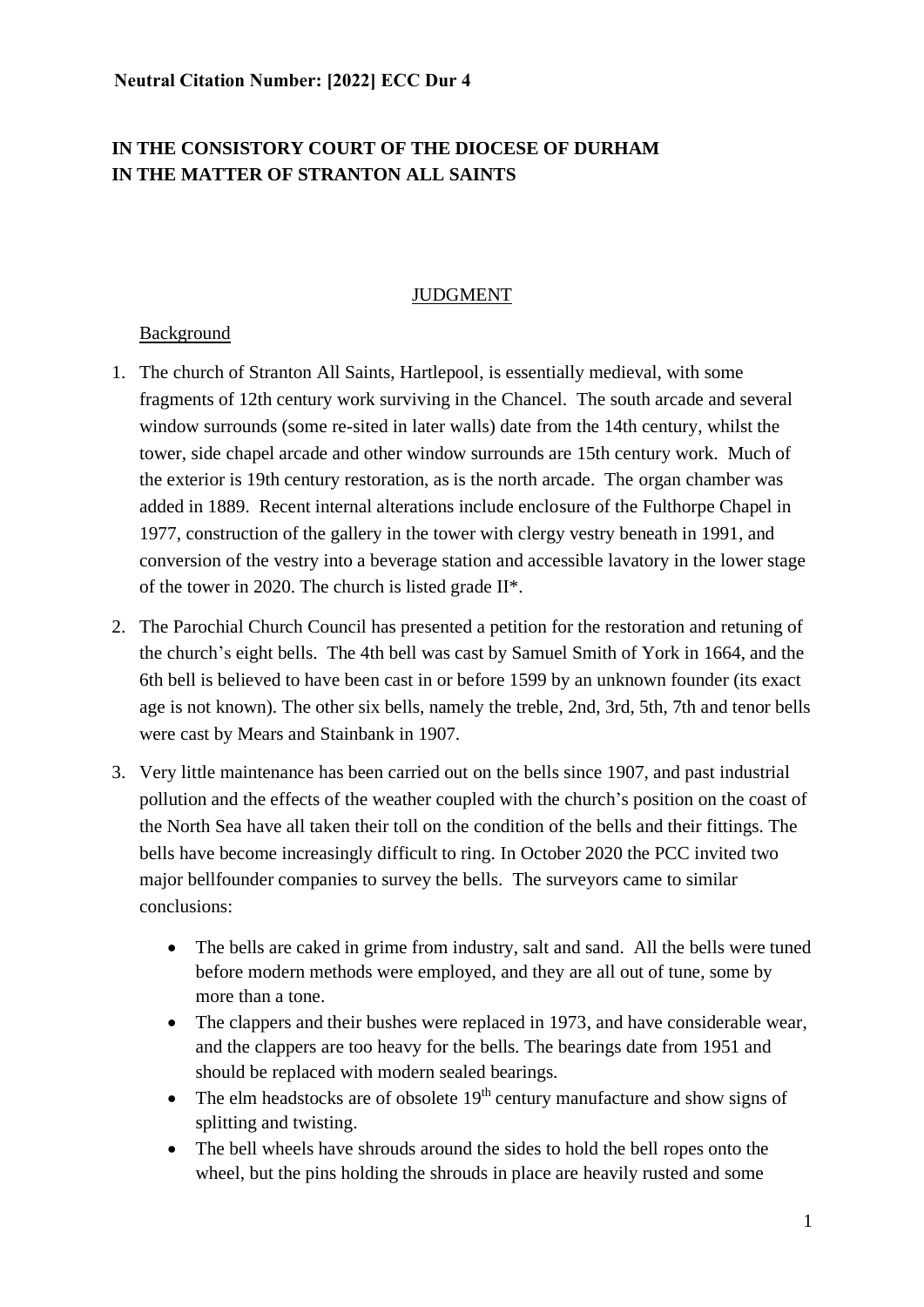**Neutral Citation Number: [2022] ECC Dur 4**

**IN THE CONSISTORY COURT OF THE DIOCESE OF DURHAM**
**IN THE MATTER OF STRANTON ALL SAINTS**

JUDGMENT

Background

1. The church of Stranton All Saints, Hartlepool, is essentially medieval, with some fragments of 12th century work surviving in the Chancel. The south arcade and several window surrounds (some re-sited in later walls) date from the 14th century, whilst the tower, side chapel arcade and other window surrounds are 15th century work. Much of the exterior is 19th century restoration, as is the north arcade. The organ chamber was added in 1889. Recent internal alterations include enclosure of the Fulthorpe Chapel in 1977, construction of the gallery in the tower with clergy vestry beneath in 1991, and conversion of the vestry into a beverage station and accessible lavatory in the lower stage of the tower in 2020. The church is listed grade II*.

2. The Parochial Church Council has presented a petition for the restoration and retuning of the church's eight bells. The 4th bell was cast by Samuel Smith of York in 1664, and the 6th bell is believed to have been cast in or before 1599 by an unknown founder (its exact age is not known). The other six bells, namely the treble, 2nd, 3rd, 5th, 7th and tenor bells were cast by Mears and Stainbank in 1907.

3. Very little maintenance has been carried out on the bells since 1907, and past industrial pollution and the effects of the weather coupled with the church's position on the coast of the North Sea have all taken their toll on the condition of the bells and their fittings. The bells have become increasingly difficult to ring. In October 2020 the PCC invited two major bellfounder companies to survey the bells. The surveyors came to similar conclusions:

   - The bells are caked in grime from industry, salt and sand. All the bells were tuned before modern methods were employed, and they are all out of tune, some by more than a tone.
   - The clappers and their bushes were replaced in 1973, and have considerable wear, and the clappers are too heavy for the bells. The bearings date from 1951 and should be replaced with modern sealed bearings.
   - The elm headstocks are of obsolete 19th century manufacture and show signs of splitting and twisting.
   - The bell wheels have shrouds around the sides to hold the bell ropes onto the wheel, but the pins holding the shrouds in place are heavily rusted and some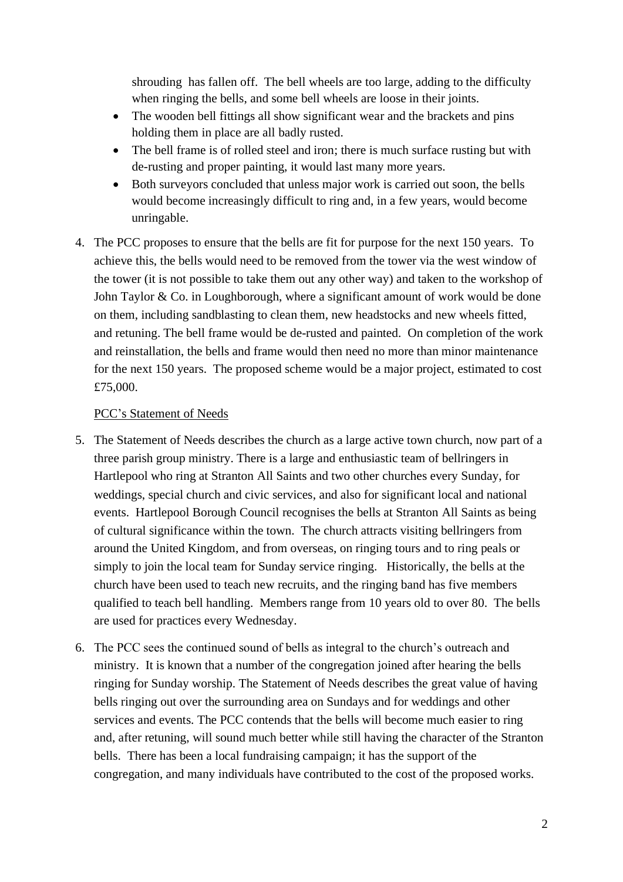shrouding has fallen off. The bell wheels are too large, adding to the difficulty when ringing the bells, and some bell wheels are loose in their joints.

- The wooden bell fittings all show significant wear and the brackets and pins holding them in place are all badly rusted.
- The bell frame is of rolled steel and iron; there is much surface rusting but with de-rusting and proper painting, it would last many more years.
- Both surveyors concluded that unless major work is carried out soon, the bells would become increasingly difficult to ring and, in a few years, would become unringable.

4. The PCC proposes to ensure that the bells are fit for purpose for the next 150 years. To achieve this, the bells would need to be removed from the tower via the west window of the tower (it is not possible to take them out any other way) and taken to the workshop of John Taylor & Co. in Loughborough, where a significant amount of work would be done on them, including sandblasting to clean them, new headstocks and new wheels fitted, and retuning. The bell frame would be de-rusted and painted. On completion of the work and reinstallation, the bells and frame would then need no more than minor maintenance for the next 150 years. The proposed scheme would be a major project, estimated to cost £75,000.

PCC's Statement of Needs

5. The Statement of Needs describes the church as a large active town church, now part of a three parish group ministry. There is a large and enthusiastic team of bellringers in Hartlepool who ring at Stranton All Saints and two other churches every Sunday, for weddings, special church and civic services, and also for significant local and national events. Hartlepool Borough Council recognises the bells at Stranton All Saints as being of cultural significance within the town. The church attracts visiting bellringers from around the United Kingdom, and from overseas, on ringing tours and to ring peals or simply to join the local team for Sunday service ringing. Historically, the bells at the church have been used to teach new recruits, and the ringing band has five members qualified to teach bell handling. Members range from 10 years old to over 80. The bells are used for practices every Wednesday.

6. The PCC sees the continued sound of bells as integral to the church's outreach and ministry. It is known that a number of the congregation joined after hearing the bells ringing for Sunday worship. The Statement of Needs describes the great value of having bells ringing out over the surrounding area on Sundays and for weddings and other services and events. The PCC contends that the bells will become much easier to ring and, after retuning, will sound much better while still having the character of the Stranton bells. There has been a local fundraising campaign; it has the support of the congregation, and many individuals have contributed to the cost of the proposed works.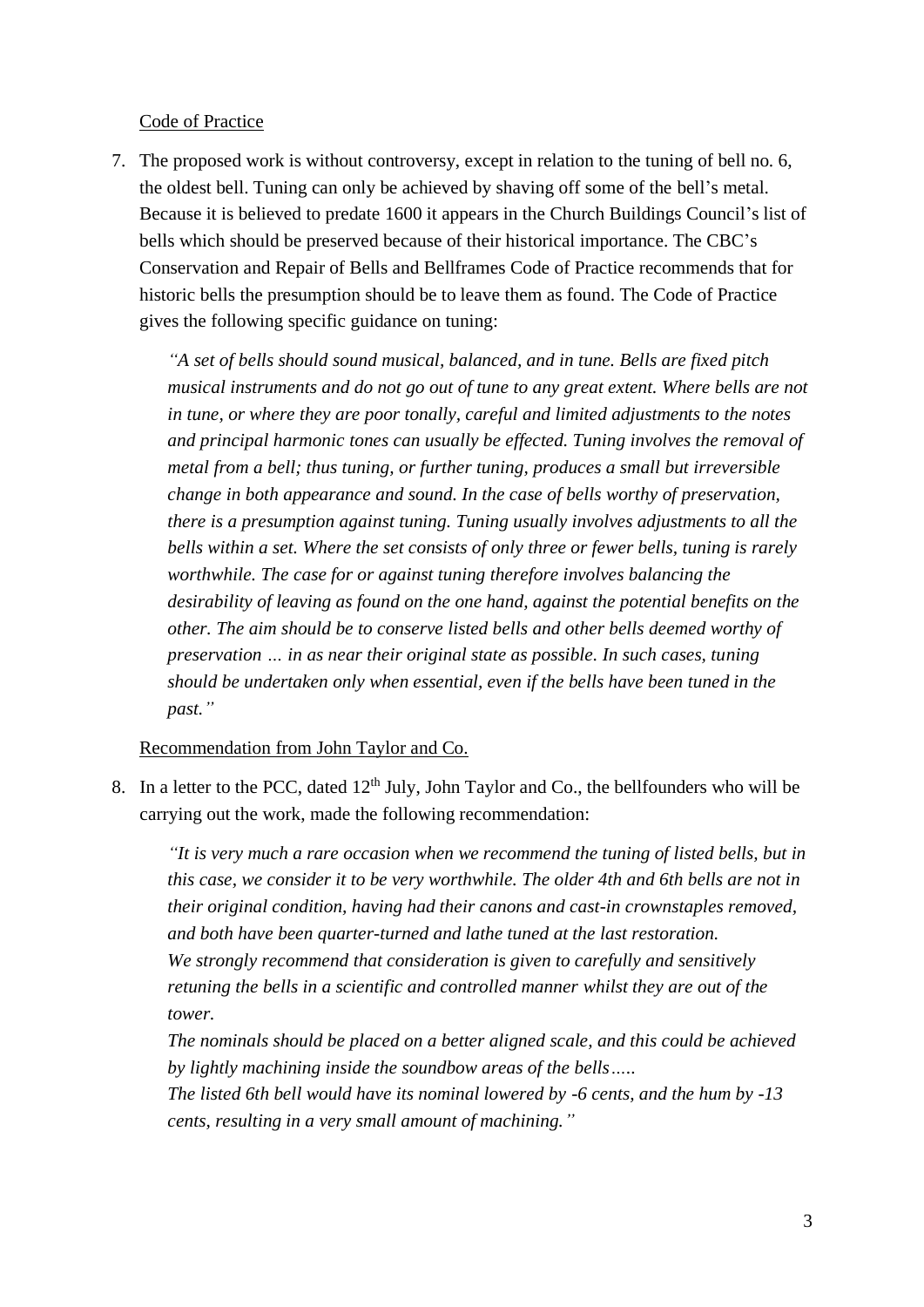Code of Practice

7. The proposed work is without controversy, except in relation to the tuning of bell no. 6, the oldest bell. Tuning can only be achieved by shaving off some of the bell's metal. Because it is believed to predate 1600 it appears in the Church Buildings Council's list of bells which should be preserved because of their historical importance. The CBC's Conservation and Repair of Bells and Bellframes Code of Practice recommends that for historic bells the presumption should be to leave them as found. The Code of Practice gives the following specific guidance on tuning:

   *"A set of bells should sound musical, balanced, and in tune. Bells are fixed pitch musical instruments and do not go out of tune to any great extent. Where bells are not in tune, or where they are poor tonally, careful and limited adjustments to the notes and principal harmonic tones can usually be effected. Tuning involves the removal of metal from a bell; thus tuning, or further tuning, produces a small but irreversible change in both appearance and sound. In the case of bells worthy of preservation, there is a presumption against tuning. Tuning usually involves adjustments to all the bells within a set. Where the set consists of only three or fewer bells, tuning is rarely worthwhile. The case for or against tuning therefore involves balancing the desirability of leaving as found on the one hand, against the potential benefits on the other. The aim should be to conserve listed bells and other bells deemed worthy of preservation … in as near their original state as possible. In such cases, tuning should be undertaken only when essential, even if the bells have been tuned in the past."*

Recommendation from John Taylor and Co.

8. In a letter to the PCC, dated 12th July, John Taylor and Co., the bellfounders who will be carrying out the work, made the following recommendation:

   *"It is very much a rare occasion when we recommend the tuning of listed bells, but in this case, we consider it to be very worthwhile. The older 4th and 6th bells are not in their original condition, having had their canons and cast-in crownstaples removed, and both have been quarter-turned and lathe tuned at the last restoration.*
   *We strongly recommend that consideration is given to carefully and sensitively retuning the bells in a scientific and controlled manner whilst they are out of the tower.*
   *The nominals should be placed on a better aligned scale, and this could be achieved by lightly machining inside the soundbow areas of the bells…..*
   *The listed 6th bell would have its nominal lowered by -6 cents, and the hum by -13 cents, resulting in a very small amount of machining."*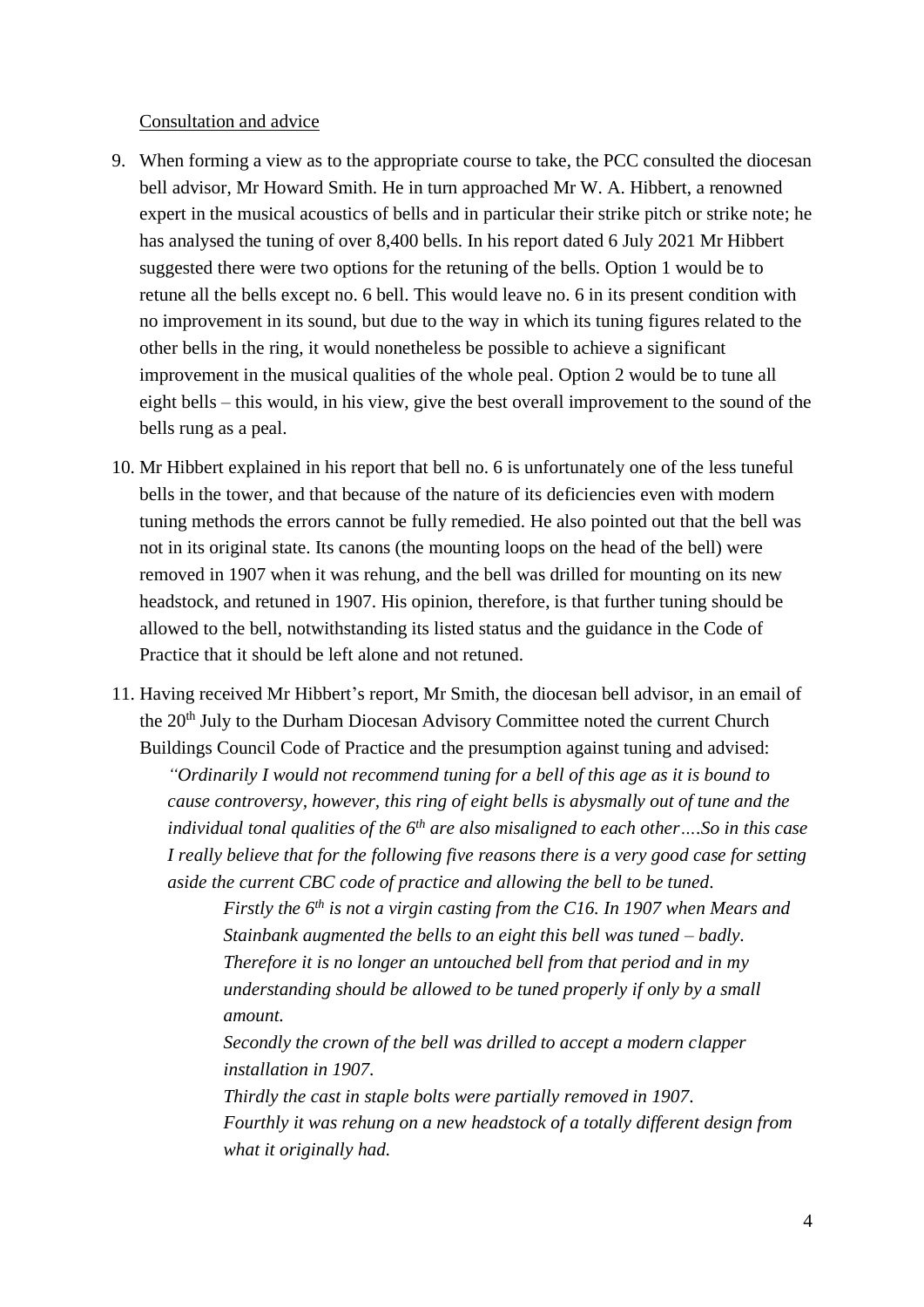Consultation and advice

9. When forming a view as to the appropriate course to take, the PCC consulted the diocesan bell advisor, Mr Howard Smith. He in turn approached Mr W. A. Hibbert, a renowned expert in the musical acoustics of bells and in particular their strike pitch or strike note; he has analysed the tuning of over 8,400 bells. In his report dated 6 July 2021 Mr Hibbert suggested there were two options for the retuning of the bells. Option 1 would be to retune all the bells except no. 6 bell. This would leave no. 6 in its present condition with no improvement in its sound, but due to the way in which its tuning figures related to the other bells in the ring, it would nonetheless be possible to achieve a significant improvement in the musical qualities of the whole peal. Option 2 would be to tune all eight bells – this would, in his view, give the best overall improvement to the sound of the bells rung as a peal.

10. Mr Hibbert explained in his report that bell no. 6 is unfortunately one of the less tuneful bells in the tower, and that because of the nature of its deficiencies even with modern tuning methods the errors cannot be fully remedied. He also pointed out that the bell was not in its original state. Its canons (the mounting loops on the head of the bell) were removed in 1907 when it was rehung, and the bell was drilled for mounting on its new headstock, and retuned in 1907. His opinion, therefore, is that further tuning should be allowed to the bell, notwithstanding its listed status and the guidance in the Code of Practice that it should be left alone and not retuned.

11. Having received Mr Hibbert's report, Mr Smith, the diocesan bell advisor, in an email of the 20th July to the Durham Diocesan Advisory Committee noted the current Church Buildings Council Code of Practice and the presumption against tuning and advised:

    *"Ordinarily I would not recommend tuning for a bell of this age as it is bound to cause controversy, however, this ring of eight bells is abysmally out of tune and the individual tonal qualities of the 6th are also misaligned to each other….So in this case I really believe that for the following five reasons there is a very good case for setting aside the current CBC code of practice and allowing the bell to be tuned.*

    > *Firstly the 6th is not a virgin casting from the C16. In 1907 when Mears and Stainbank augmented the bells to an eight this bell was tuned – badly. Therefore it is no longer an untouched bell from that period and in my understanding should be allowed to be tuned properly if only by a small amount.*
    >
    > *Secondly the crown of the bell was drilled to accept a modern clapper installation in 1907.*
    >
    > *Thirdly the cast in staple bolts were partially removed in 1907.*
    >
    > *Fourthly it was rehung on a new headstock of a totally different design from what it originally had.*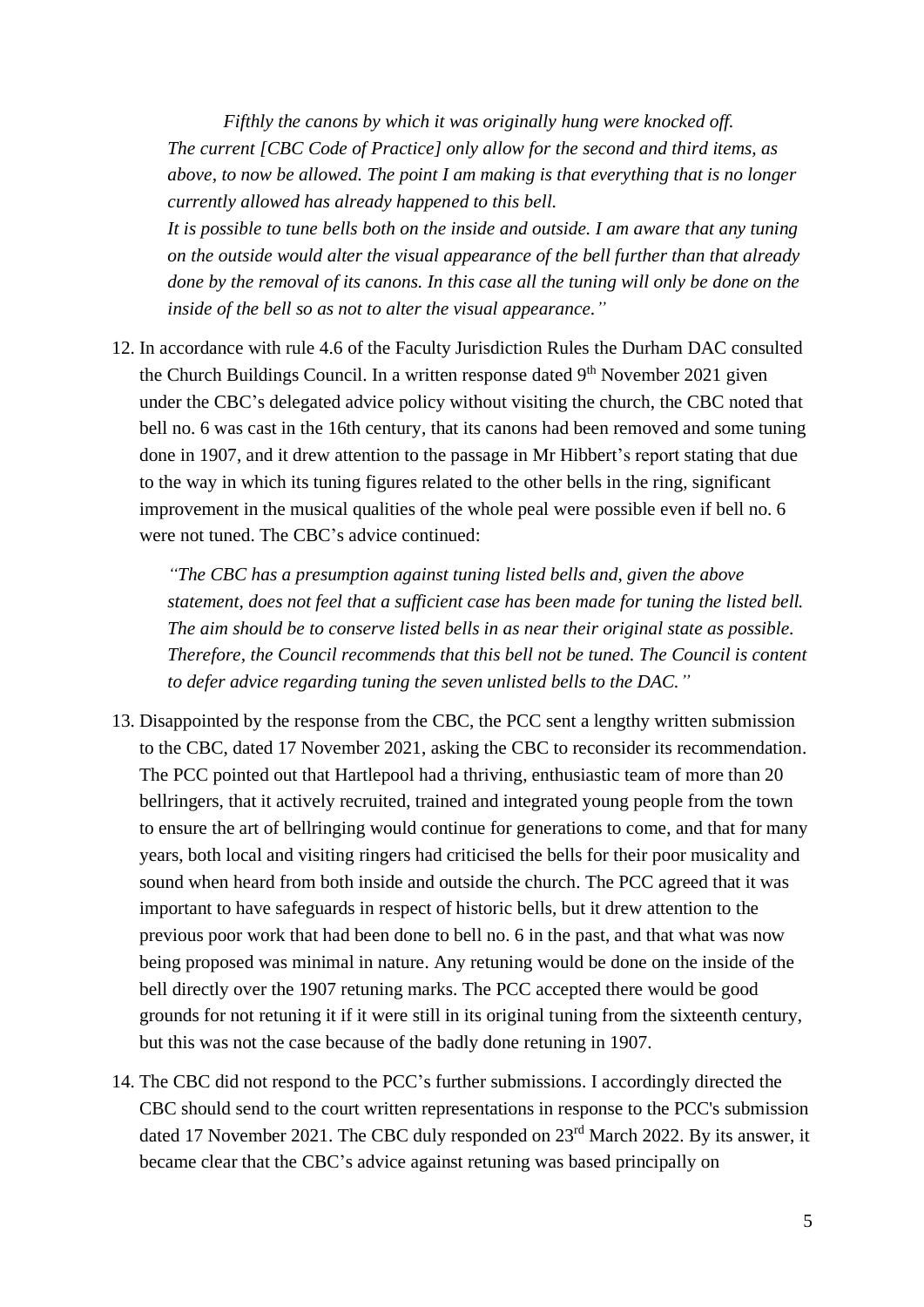*Fifthly the canons by which it was originally hung were knocked off.*
*The current [CBC Code of Practice] only allow for the second and third items, as above, to now be allowed. The point I am making is that everything that is no longer currently allowed has already happened to this bell.*
*It is possible to tune bells both on the inside and outside. I am aware that any tuning on the outside would alter the visual appearance of the bell further than that already done by the removal of its canons. In this case all the tuning will only be done on the inside of the bell so as not to alter the visual appearance."*

12. In accordance with rule 4.6 of the Faculty Jurisdiction Rules the Durham DAC consulted the Church Buildings Council. In a written response dated 9th November 2021 given under the CBC's delegated advice policy without visiting the church, the CBC noted that bell no. 6 was cast in the 16th century, that its canons had been removed and some tuning done in 1907, and it drew attention to the passage in Mr Hibbert's report stating that due to the way in which its tuning figures related to the other bells in the ring, significant improvement in the musical qualities of the whole peal were possible even if bell no. 6 were not tuned. The CBC's advice continued:

    *"The CBC has a presumption against tuning listed bells and, given the above statement, does not feel that a sufficient case has been made for tuning the listed bell. The aim should be to conserve listed bells in as near their original state as possible. Therefore, the Council recommends that this bell not be tuned. The Council is content to defer advice regarding tuning the seven unlisted bells to the DAC."*

13. Disappointed by the response from the CBC, the PCC sent a lengthy written submission to the CBC, dated 17 November 2021, asking the CBC to reconsider its recommendation. The PCC pointed out that Hartlepool had a thriving, enthusiastic team of more than 20 bellringers, that it actively recruited, trained and integrated young people from the town to ensure the art of bellringing would continue for generations to come, and that for many years, both local and visiting ringers had criticised the bells for their poor musicality and sound when heard from both inside and outside the church. The PCC agreed that it was important to have safeguards in respect of historic bells, but it drew attention to the previous poor work that had been done to bell no. 6 in the past, and that what was now being proposed was minimal in nature. Any retuning would be done on the inside of the bell directly over the 1907 retuning marks. The PCC accepted there would be good grounds for not retuning it if it were still in its original tuning from the sixteenth century, but this was not the case because of the badly done retuning in 1907.

14. The CBC did not respond to the PCC's further submissions. I accordingly directed the CBC should send to the court written representations in response to the PCC's submission dated 17 November 2021. The CBC duly responded on 23rd March 2022. By its answer, it became clear that the CBC's advice against retuning was based principally on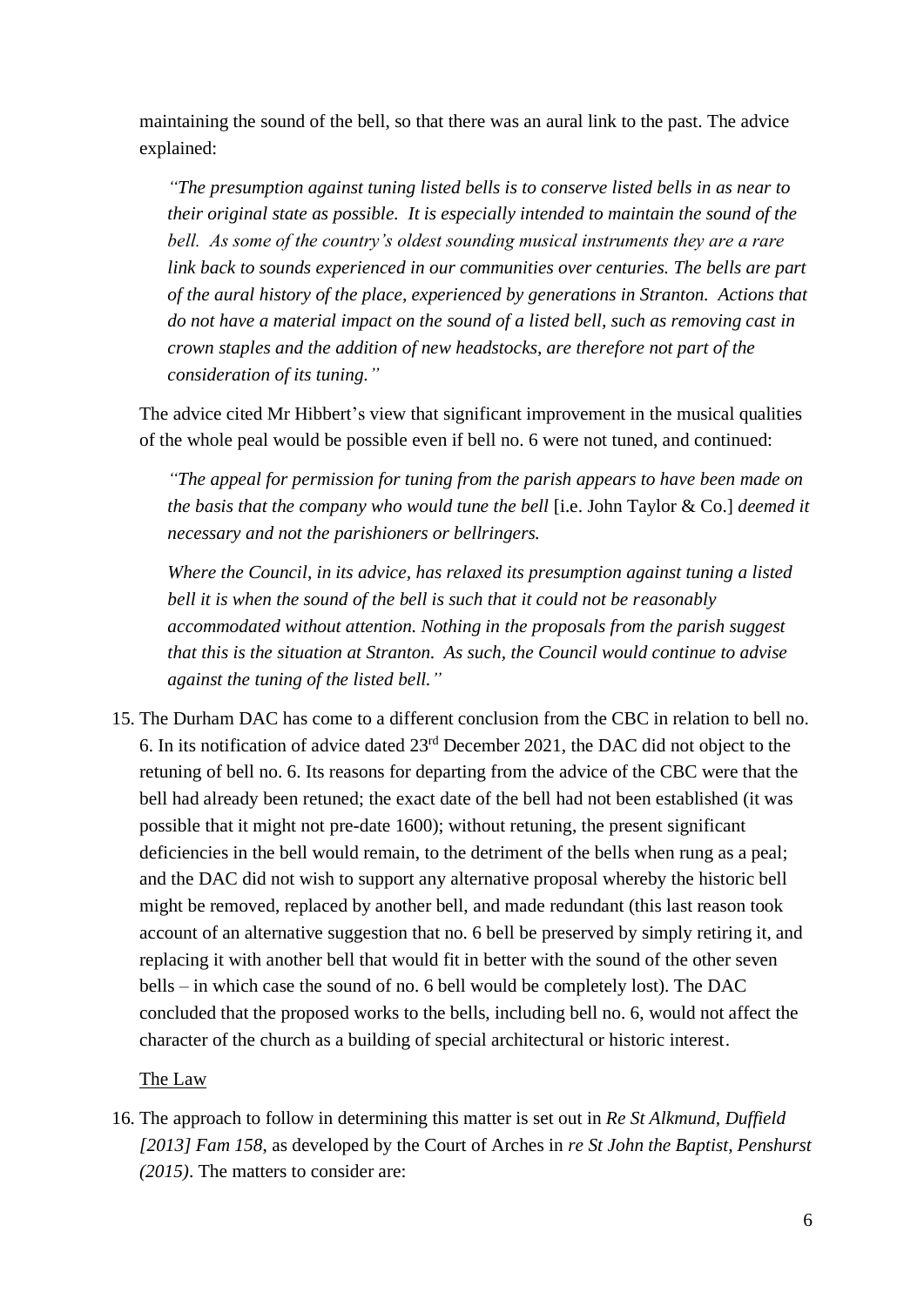maintaining the sound of the bell, so that there was an aural link to the past. The advice explained:

> *"The presumption against tuning listed bells is to conserve listed bells in as near to their original state as possible. It is especially intended to maintain the sound of the bell. As some of the country's oldest sounding musical instruments they are a rare link back to sounds experienced in our communities over centuries. The bells are part of the aural history of the place, experienced by generations in Stranton. Actions that do not have a material impact on the sound of a listed bell, such as removing cast in crown staples and the addition of new headstocks, are therefore not part of the consideration of its tuning."*

The advice cited Mr Hibbert's view that significant improvement in the musical qualities of the whole peal would be possible even if bell no. 6 were not tuned, and continued:

> *"The appeal for permission for tuning from the parish appears to have been made on the basis that the company who would tune the bell* [i.e. John Taylor & Co.] *deemed it necessary and not the parishioners or bellringers.*
>
> *Where the Council, in its advice, has relaxed its presumption against tuning a listed bell it is when the sound of the bell is such that it could not be reasonably accommodated without attention. Nothing in the proposals from the parish suggest that this is the situation at Stranton. As such, the Council would continue to advise against the tuning of the listed bell."*

15. The Durham DAC has come to a different conclusion from the CBC in relation to bell no. 6. In its notification of advice dated 23rd December 2021, the DAC did not object to the retuning of bell no. 6. Its reasons for departing from the advice of the CBC were that the bell had already been retuned; the exact date of the bell had not been established (it was possible that it might not pre-date 1600); without retuning, the present significant deficiencies in the bell would remain, to the detriment of the bells when rung as a peal; and the DAC did not wish to support any alternative proposal whereby the historic bell might be removed, replaced by another bell, and made redundant (this last reason took account of an alternative suggestion that no. 6 bell be preserved by simply retiring it, and replacing it with another bell that would fit in better with the sound of the other seven bells – in which case the sound of no. 6 bell would be completely lost). The DAC concluded that the proposed works to the bells, including bell no. 6, would not affect the character of the church as a building of special architectural or historic interest.

<u>The Law</u>

16. The approach to follow in determining this matter is set out in *Re St Alkmund, Duffield [2013] Fam 158*, as developed by the Court of Arches in *re St John the Baptist, Penshurst (2015)*. The matters to consider are: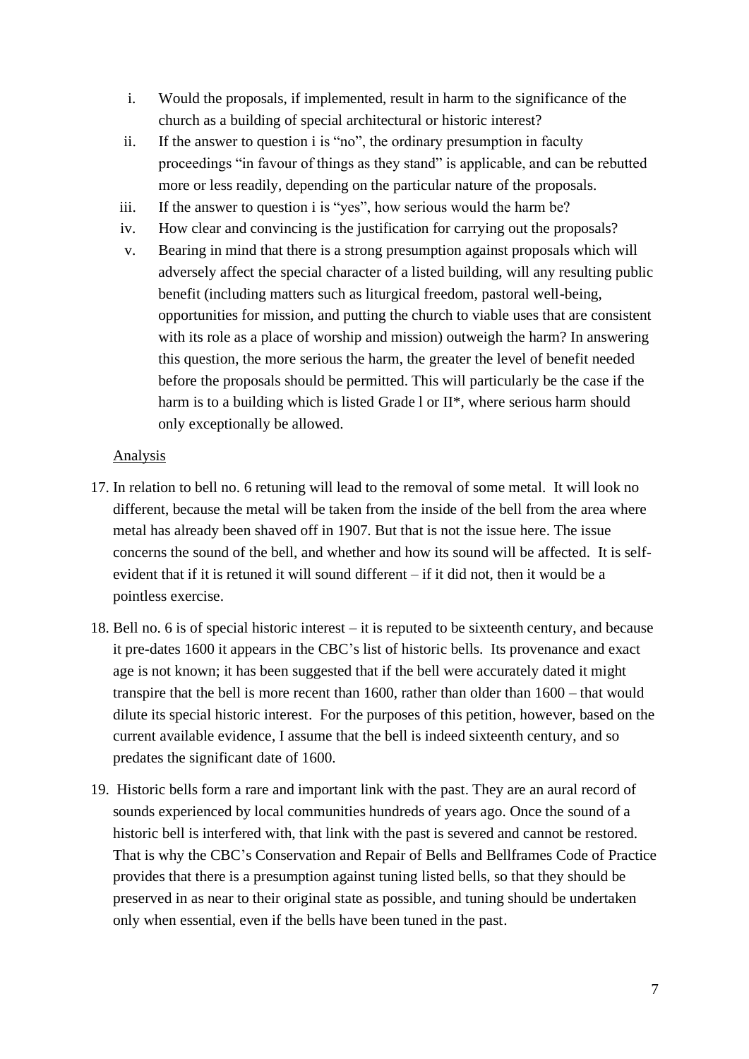i. Would the proposals, if implemented, result in harm to the significance of the church as a building of special architectural or historic interest?

ii. If the answer to question i is "no", the ordinary presumption in faculty proceedings "in favour of things as they stand" is applicable, and can be rebutted more or less readily, depending on the particular nature of the proposals.

iii. If the answer to question i is "yes", how serious would the harm be?

iv. How clear and convincing is the justification for carrying out the proposals?

v. Bearing in mind that there is a strong presumption against proposals which will adversely affect the special character of a listed building, will any resulting public benefit (including matters such as liturgical freedom, pastoral well-being, opportunities for mission, and putting the church to viable uses that are consistent with its role as a place of worship and mission) outweigh the harm? In answering this question, the more serious the harm, the greater the level of benefit needed before the proposals should be permitted. This will particularly be the case if the harm is to a building which is listed Grade l or II*, where serious harm should only exceptionally be allowed.

<u>Analysis</u>

17. In relation to bell no. 6 retuning will lead to the removal of some metal. It will look no different, because the metal will be taken from the inside of the bell from the area where metal has already been shaved off in 1907. But that is not the issue here. The issue concerns the sound of the bell, and whether and how its sound will be affected. It is self-evident that if it is retuned it will sound different – if it did not, then it would be a pointless exercise.

18. Bell no. 6 is of special historic interest – it is reputed to be sixteenth century, and because it pre-dates 1600 it appears in the CBC's list of historic bells. Its provenance and exact age is not known; it has been suggested that if the bell were accurately dated it might transpire that the bell is more recent than 1600, rather than older than 1600 – that would dilute its special historic interest. For the purposes of this petition, however, based on the current available evidence, I assume that the bell is indeed sixteenth century, and so predates the significant date of 1600.

19. Historic bells form a rare and important link with the past. They are an aural record of sounds experienced by local communities hundreds of years ago. Once the sound of a historic bell is interfered with, that link with the past is severed and cannot be restored. That is why the CBC's Conservation and Repair of Bells and Bellframes Code of Practice provides that there is a presumption against tuning listed bells, so that they should be preserved in as near to their original state as possible, and tuning should be undertaken only when essential, even if the bells have been tuned in the past.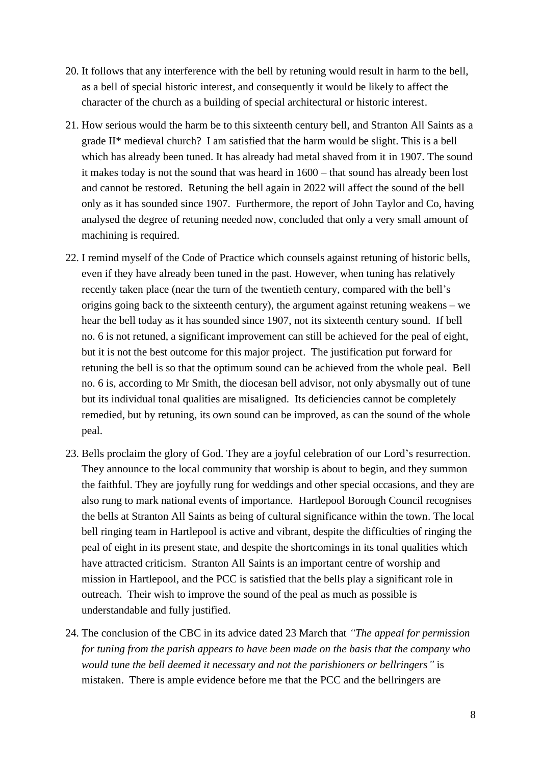20. It follows that any interference with the bell by retuning would result in harm to the bell, as a bell of special historic interest, and consequently it would be likely to affect the character of the church as a building of special architectural or historic interest.

21. How serious would the harm be to this sixteenth century bell, and Stranton All Saints as a grade II* medieval church? I am satisfied that the harm would be slight. This is a bell which has already been tuned. It has already had metal shaved from it in 1907. The sound it makes today is not the sound that was heard in 1600 – that sound has already been lost and cannot be restored. Retuning the bell again in 2022 will affect the sound of the bell only as it has sounded since 1907. Furthermore, the report of John Taylor and Co, having analysed the degree of retuning needed now, concluded that only a very small amount of machining is required.

22. I remind myself of the Code of Practice which counsels against retuning of historic bells, even if they have already been tuned in the past. However, when tuning has relatively recently taken place (near the turn of the twentieth century, compared with the bell's origins going back to the sixteenth century), the argument against retuning weakens – we hear the bell today as it has sounded since 1907, not its sixteenth century sound. If bell no. 6 is not retuned, a significant improvement can still be achieved for the peal of eight, but it is not the best outcome for this major project. The justification put forward for retuning the bell is so that the optimum sound can be achieved from the whole peal. Bell no. 6 is, according to Mr Smith, the diocesan bell advisor, not only abysmally out of tune but its individual tonal qualities are misaligned. Its deficiencies cannot be completely remedied, but by retuning, its own sound can be improved, as can the sound of the whole peal.

23. Bells proclaim the glory of God. They are a joyful celebration of our Lord's resurrection. They announce to the local community that worship is about to begin, and they summon the faithful. They are joyfully rung for weddings and other special occasions, and they are also rung to mark national events of importance. Hartlepool Borough Council recognises the bells at Stranton All Saints as being of cultural significance within the town. The local bell ringing team in Hartlepool is active and vibrant, despite the difficulties of ringing the peal of eight in its present state, and despite the shortcomings in its tonal qualities which have attracted criticism. Stranton All Saints is an important centre of worship and mission in Hartlepool, and the PCC is satisfied that the bells play a significant role in outreach. Their wish to improve the sound of the peal as much as possible is understandable and fully justified.

24. The conclusion of the CBC in its advice dated 23 March that *"The appeal for permission for tuning from the parish appears to have been made on the basis that the company who would tune the bell deemed it necessary and not the parishioners or bellringers"* is mistaken. There is ample evidence before me that the PCC and the bellringers are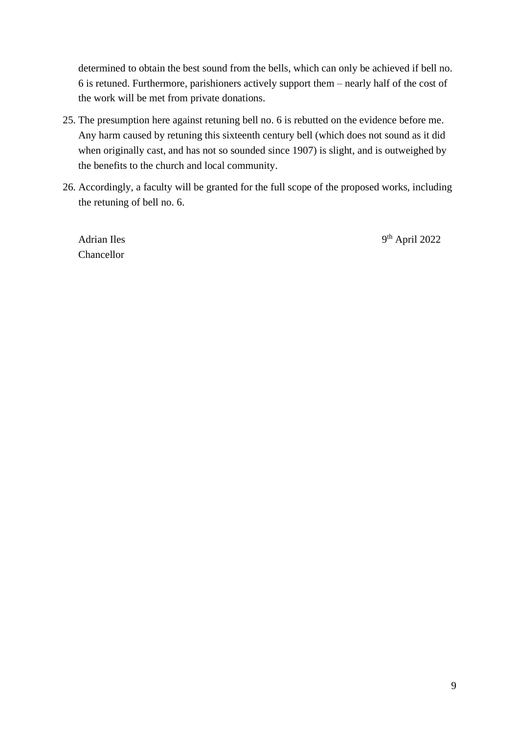determined to obtain the best sound from the bells, which can only be achieved if bell no. 6 is retuned. Furthermore, parishioners actively support them – nearly half of the cost of the work will be met from private donations.

25. The presumption here against retuning bell no. 6 is rebutted on the evidence before me. Any harm caused by retuning this sixteenth century bell (which does not sound as it did when originally cast, and has not so sounded since 1907) is slight, and is outweighed by the benefits to the church and local community.

26. Accordingly, a faculty will be granted for the full scope of the proposed works, including the retuning of bell no. 6.

Adrian Iles
Chancellor

9th April 2022